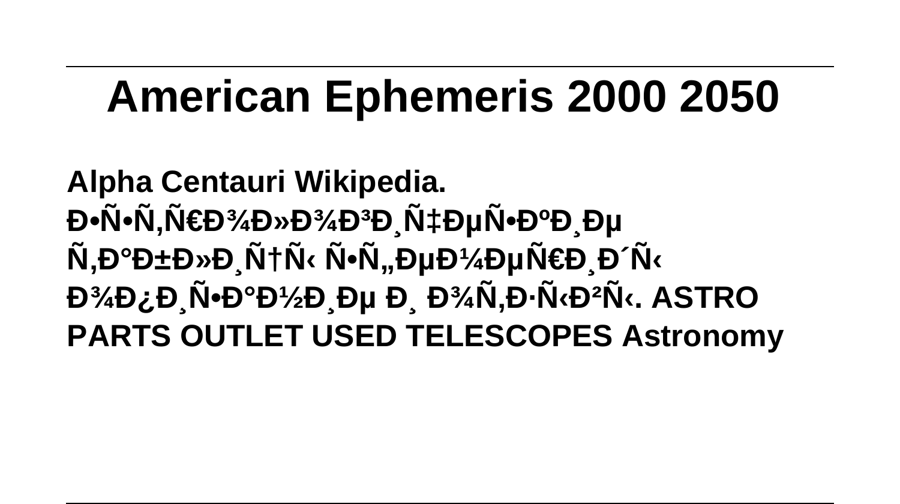# American Ephemeris 2000 2050

**Alpha Centauri Wikipedia. Ð•Ñ•Ñ‚Ñ€Ð¾Ð»Ð¾Ð³Ð¸Ñ‡ÐµÑ•ÐºÐ¸Ðµ Ñ‚Ð°Ð±Ð»Ð¸Ñ†Ñ‹ Ñ•Ñ„ÐµÐ¼ÐµÑ€Ð¸Ð´Ñ‹ Ð¾Ð¿Ð¸Ñ•Ð°Ð½Ð¸Ðµ Ð¸ Ð¾Ñ‚Ð·Ñ‹Ð²Ñ‹. ASTRO PARTS OUTLET USED TELESCOPES Astronomy**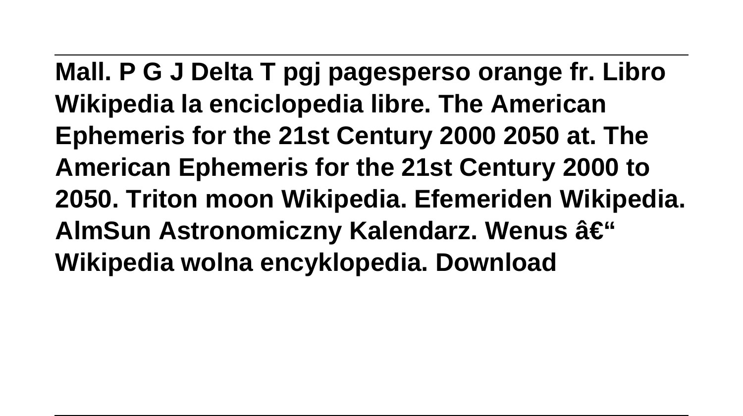**Mall. P G J Delta T pgj pagesperso orange fr. Libro Wikipedia la enciclopedia libre. The American Ephemeris for the 21st Century 2000 2050 at. The American Ephemeris for the 21st Century 2000 to 2050. Triton moon Wikipedia. Efemeriden Wikipedia. AlmSun Astronomiczny Kalendarz. Wenus â€“ Wikipedia wolna encyklopedia. Download**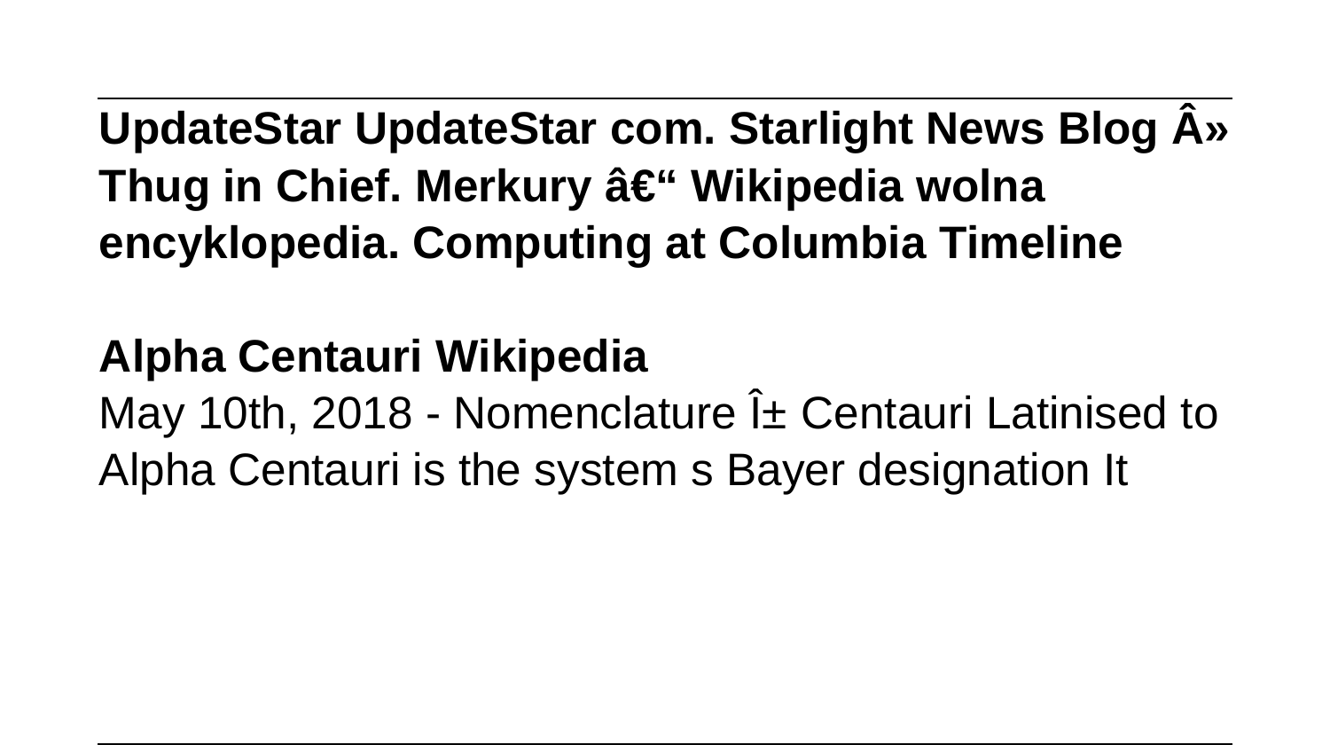**UpdateStar UpdateStar com. Starlight News Blog Â» Thug in Chief. Merkury â€“ Wikipedia wolna encyklopedia. Computing at Columbia Timeline**

**Alpha Centauri Wikipedia**

May 10th, 2018 - Nomenclature Î± Centauri Latinised to Alpha Centauri is the system s Bayer designation It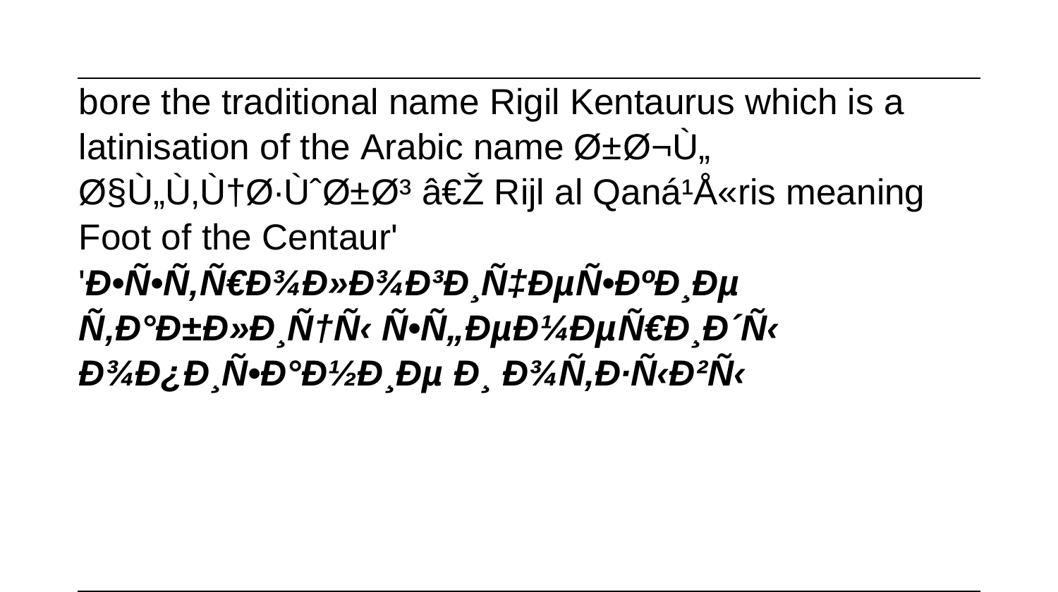bore the traditional name Rigil Kentaurus which is a latinisation of the Arabic name Ø±Ø¬Ù„ Ø§Ù„Ù‚Ù†Ø·Ù^Ø±Ø³ â€Ž Rijl al Qanáº­Å«ris meaning Foot of the Centaur'

'***Ð•Ñ•Ñ‚ÑÐ¾Ð»Ð¾Ð³Ð¸Ñ‡ÐµÑ•ÐºÐ¸Ðµ Ñ‚Ð°Ð±Ð»Ð¸Ñ†Ñ‹ Ñ•Ñ„ÐµÐ¼ÐµÑÐ¸Ð´Ñ‹ Ð¾Ð¿Ð¸Ñ•Ð°Ð½Ð¸Ðµ Ð¸ Ð¾Ñ‚Ð·Ñ‹Ð²Ñ‹***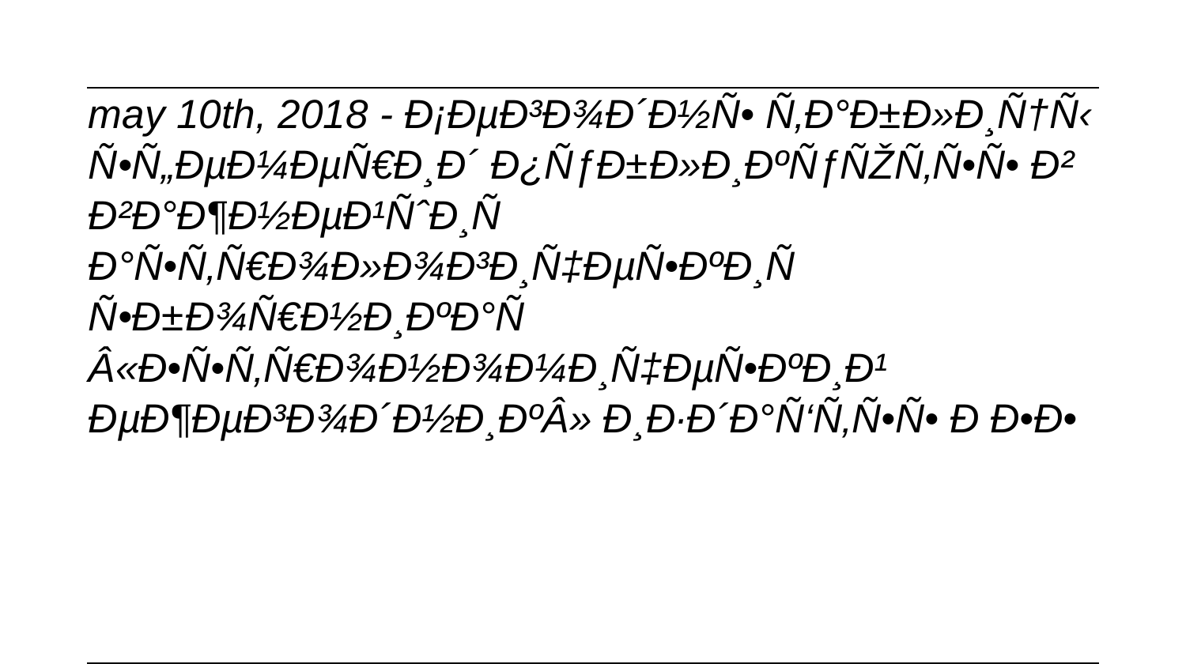*may 10th, 2018 - Đ¡ĐµĐ³Đ¾Đ´Đ½Ñ• Ñ,Đ°Đ±Đ»Đ¸Ñ†Ñ‹ Ñ•Ñ„ĐµĐ¼ĐµÑ€Đ¸Đ´ Đ¿ÑƒĐ±Đ»Đ¸ĐºÑƒÑŽÑ,Ñ•Ñ• Đ² Đ²Đ°Đ¶Đ½ĐµĐ¹Ñˆ Đ¸Ñ Đ°Ñ•Ñ,Ñ€Đ¾Đ»Đ¾Đ³Đ¸Ñ‡ĐµÑ•ĐºĐ¸Ñ Ñ•Đ±Đ¾Ñ€Đ½Đ¸ĐºĐ°Ñ Â«Đ•Ñ•Ñ,Ñ€Đ¾Đ½Đ¾Đ¼Đ¸Ñ‡ĐµÑ•ĐºĐ¸Đ¹ ĐµĐ¶ĐµĐ³Đ¾Đ´Đ½Đ¸ĐºÂ» Đ¸Đ·Đ´Đ°Ñ'Ñ,Ñ•Ñ• Đ Đ•Đ•*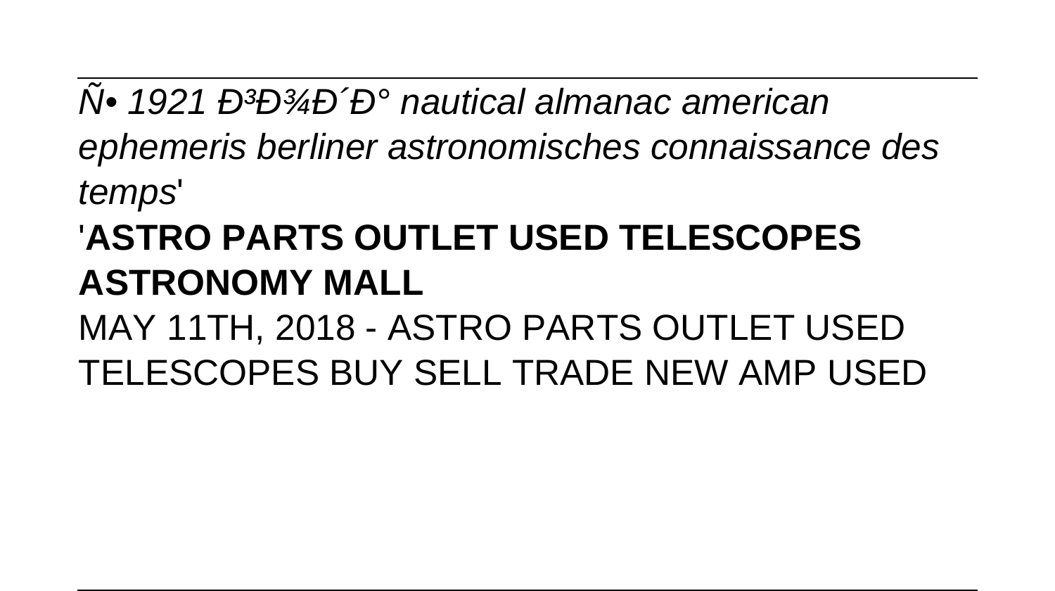*Ñ• 1921 Ð³Ð¾Ð´Ð° nautical almanac american ephemeris berliner astronomisches connaissance des temps*'

'**ASTRO PARTS OUTLET USED TELESCOPES ASTRONOMY MALL**

MAY 11TH, 2018 - ASTRO PARTS OUTLET USED TELESCOPES BUY SELL TRADE NEW AMP USED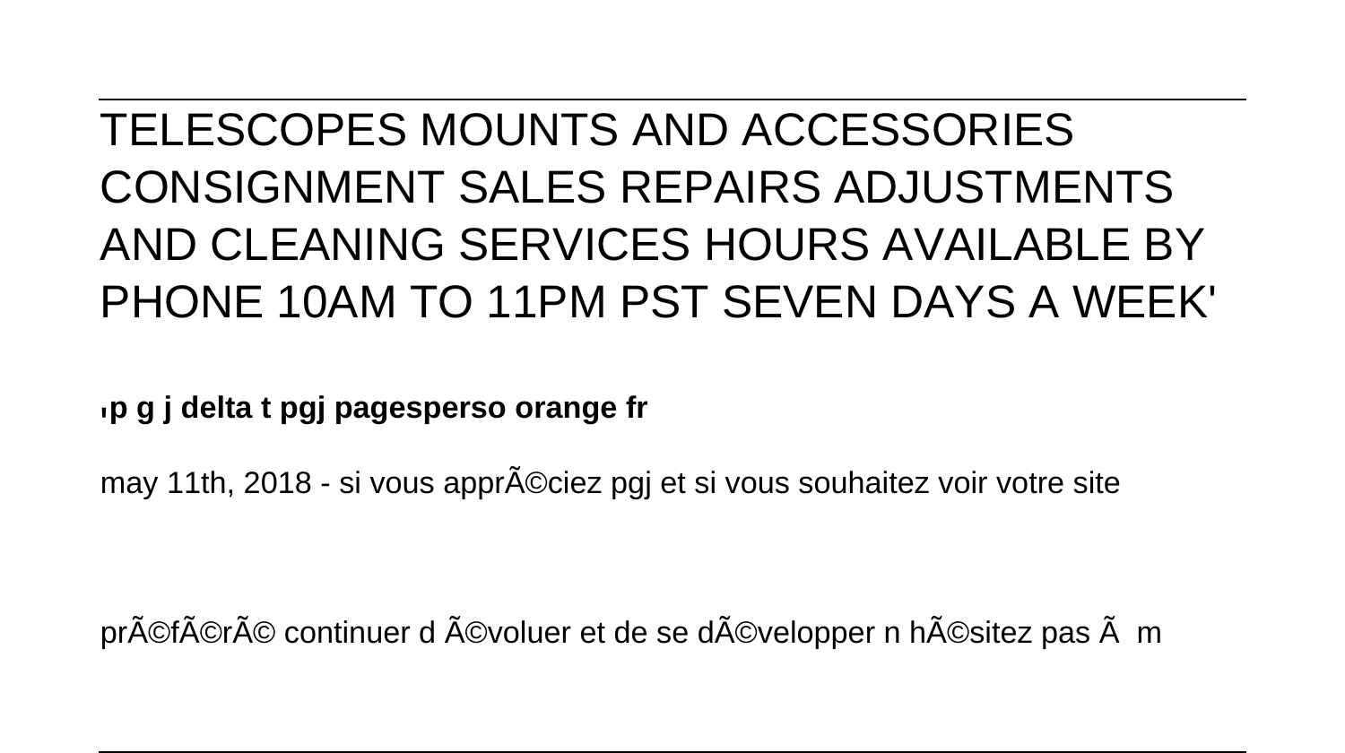TELESCOPES MOUNTS AND ACCESSORIES CONSIGNMENT SALES REPAIRS ADJUSTMENTS AND CLEANING SERVICES HOURS AVAILABLE BY PHONE 10AM TO 11PM PST SEVEN DAYS A WEEK'

**'p g j delta t pgj pagesperso orange fr**

may 11th, 2018 - si vous apprÃ©ciez pgj et si vous souhaitez voir votre site

prÃ©fÃ©rÃ© continuer d Ã©voluer et de se dÃ©velopper n hÃ©sitez pas Ã  m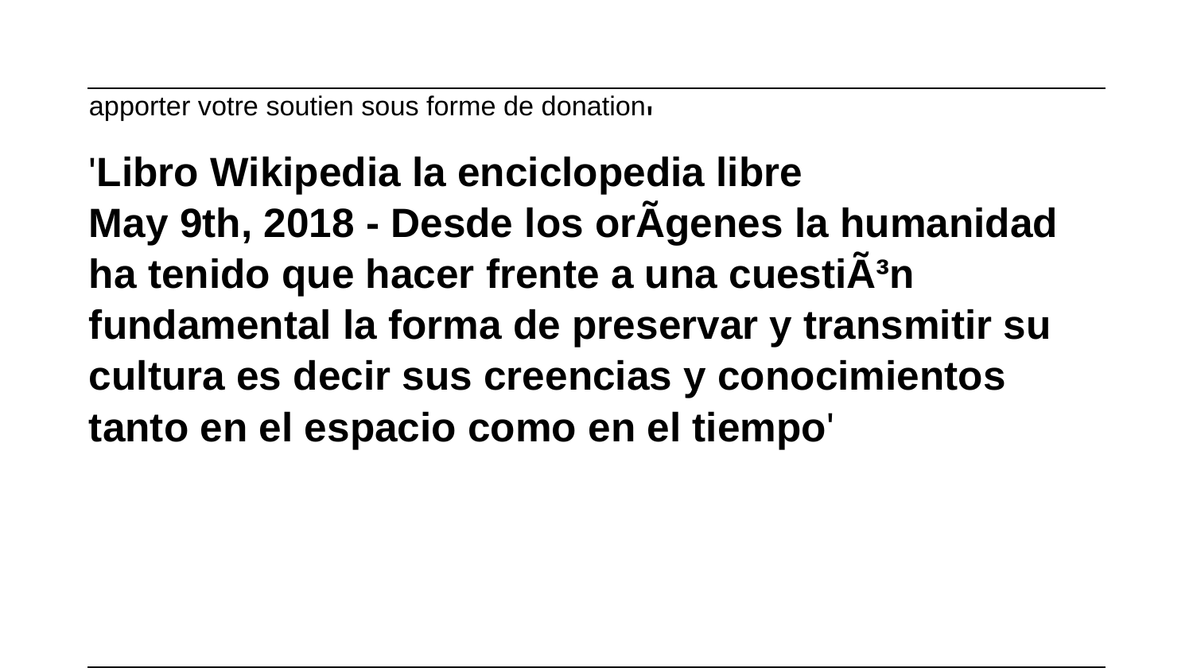apporter votre soutien sous forme de donation'

'**Libro Wikipedia la enciclopedia libre**
**May 9th, 2018 - Desde los orÃgenes la humanidad ha tenido que hacer frente a una cuestiÃ³n fundamental la forma de preservar y transmitir su cultura es decir sus creencias y conocimientos tanto en el espacio como en el tiempo**'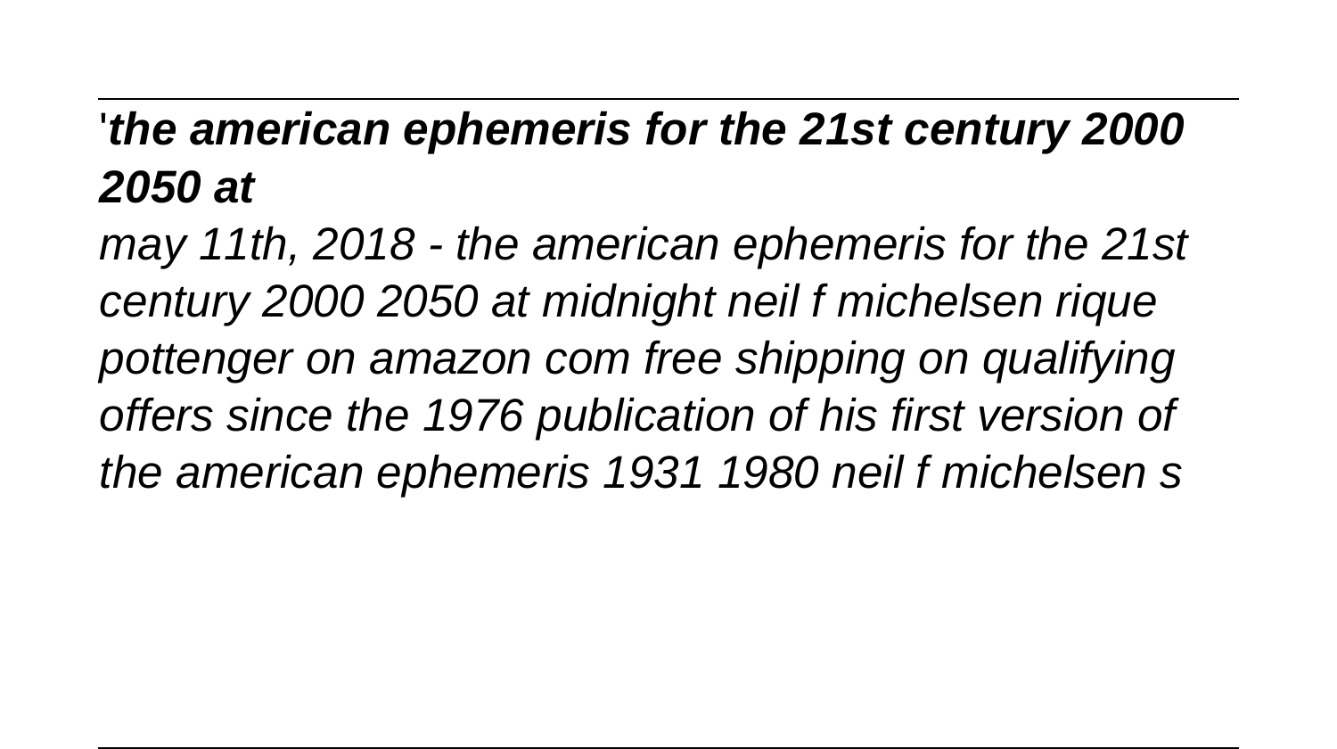'***the american ephemeris for the 21st century 2000 2050 at***

*may 11th, 2018 - the american ephemeris for the 21st century 2000 2050 at midnight neil f michelsen rique pottenger on amazon com free shipping on qualifying offers since the 1976 publication of his first version of the american ephemeris 1931 1980 neil f michelsen s*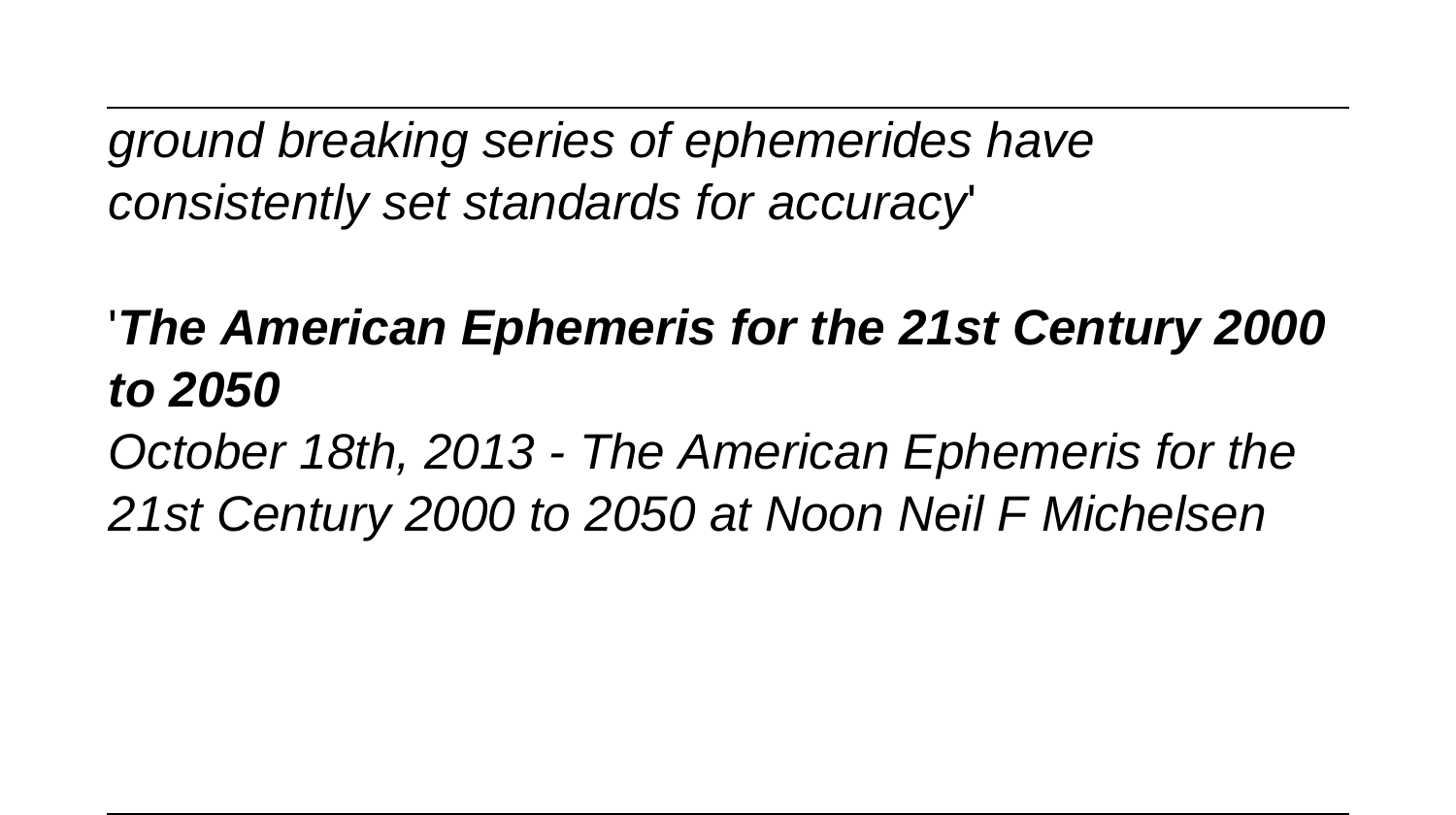*ground breaking series of ephemerides have consistently set standards for accuracy*'

'***The American Ephemeris for the 21st Century 2000 to 2050***

*October 18th, 2013 - The American Ephemeris for the 21st Century 2000 to 2050 at Noon Neil F Michelsen*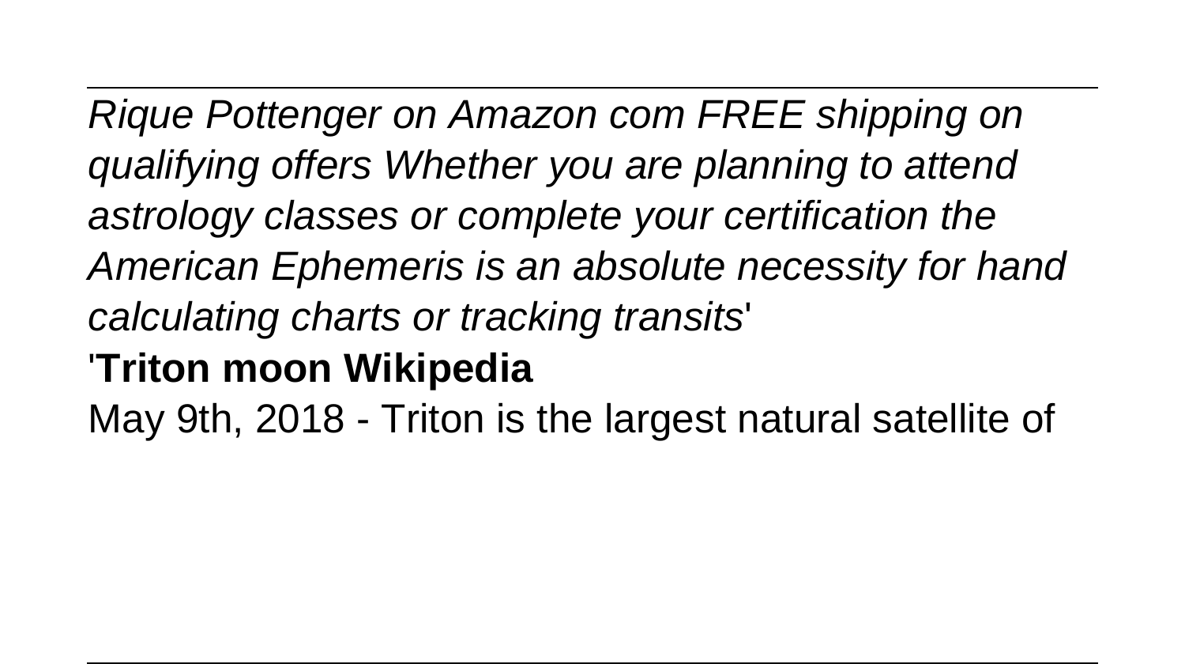*Rique Pottenger on Amazon com FREE shipping on qualifying offers Whether you are planning to attend astrology classes or complete your certification the American Ephemeris is an absolute necessity for hand calculating charts or tracking transits*'

'**Triton moon Wikipedia**

May 9th, 2018 - Triton is the largest natural satellite of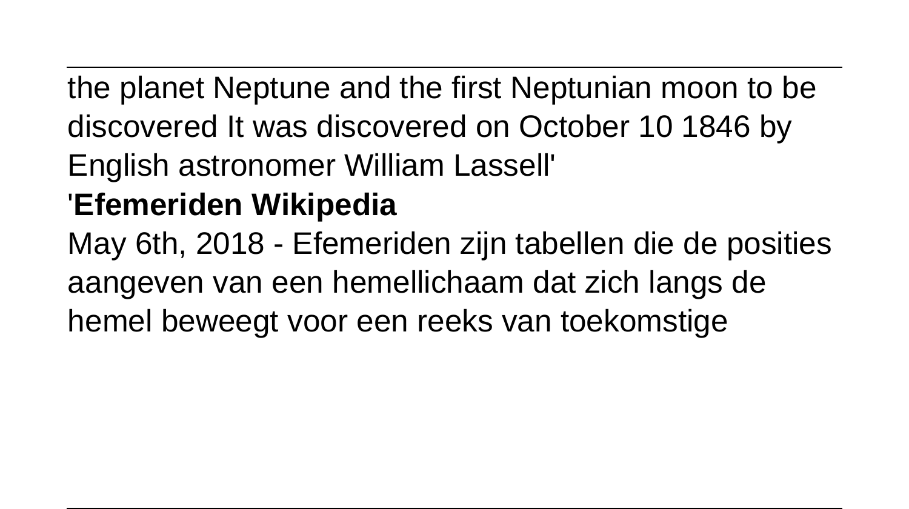the planet Neptune and the first Neptunian moon to be discovered It was discovered on October 10 1846 by English astronomer William Lassell'

'**Efemeriden Wikipedia**

May 6th, 2018 - Efemeriden zijn tabellen die de posities aangeven van een hemellichaam dat zich langs de hemel beweegt voor een reeks van toekomstige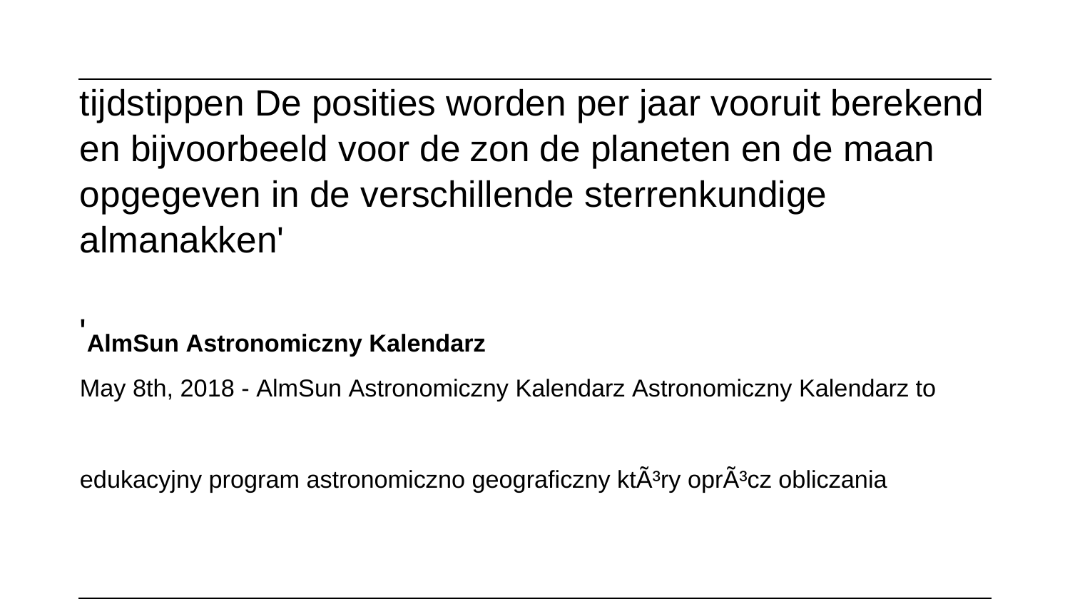tijdstippen De posities worden per jaar vooruit berekend en bijvoorbeeld voor de zon de planeten en de maan opgegeven in de verschillende sterrenkundige almanakken'

'**AlmSun Astronomiczny Kalendarz**

May 8th, 2018 - AlmSun Astronomiczny Kalendarz Astronomiczny Kalendarz to

edukacyjny program astronomiczno geograficzny ktÃ³ry oprÃ³cz obliczania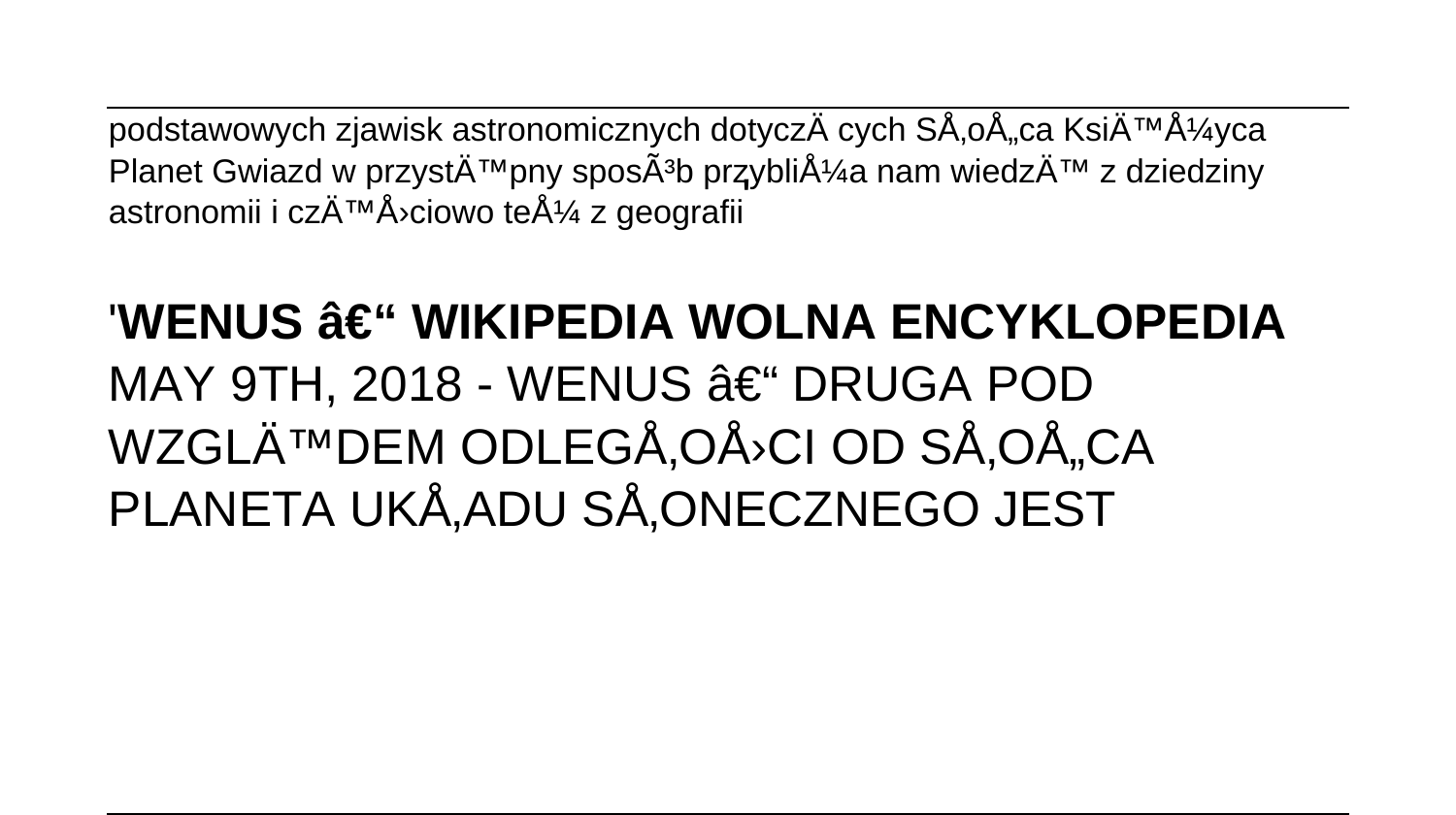podstawowych zjawisk astronomicznych dotyczÄ cych SÅ‚oÅ„ca KsiÄ™Å¼yca Planet Gwiazd w przystÄ™pny sposÃ³b przybliÅ¼a nam wiedzÄ™ z dziedziny astronomii i czÄ™Å›ciowo teÅ¼ z geografii

'**WENUS â€“ WIKIPEDIA WOLNA ENCYKLOPEDIA**
MAY 9TH, 2018 - WENUS â€“ DRUGA POD WZGLÄ™DEM ODLEGÅ‚OÅ›CI OD SÅ‚OÅ„CA PLANETA UKÅ‚ADU SÅ‚ONECZNEGO JEST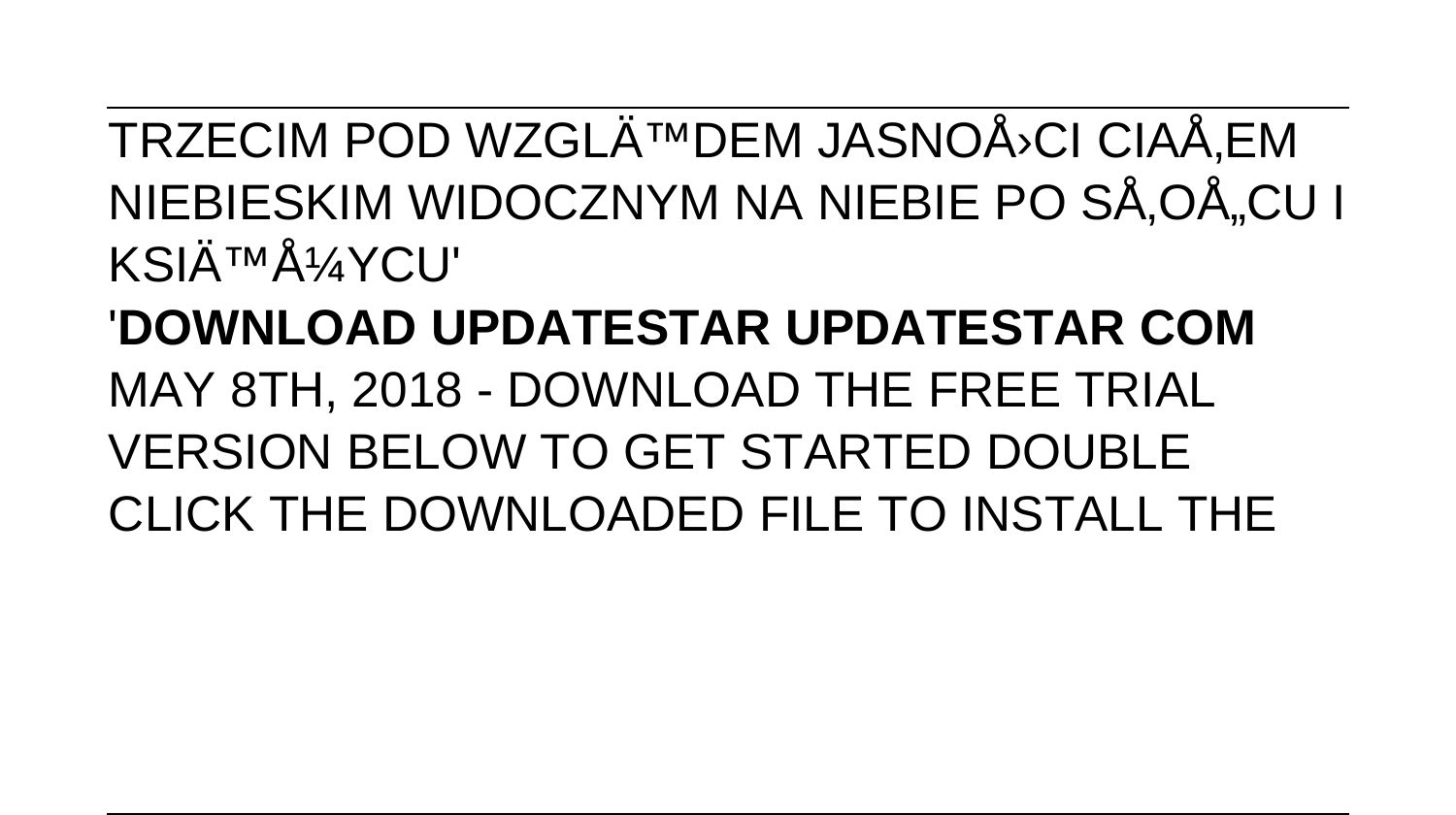TRZECIM POD WZGLÄ™DEM JASNOÅ›CI CIAÅ‚EM NIEBIESKIM WIDOCZNYM NA NIEBIE PO SÅ‚OÅ„CU I KSIÄ™Å¼YCU'

'**DOWNLOAD UPDATESTAR UPDATESTAR COM** MAY 8TH, 2018 - DOWNLOAD THE FREE TRIAL VERSION BELOW TO GET STARTED DOUBLE CLICK THE DOWNLOADED FILE TO INSTALL THE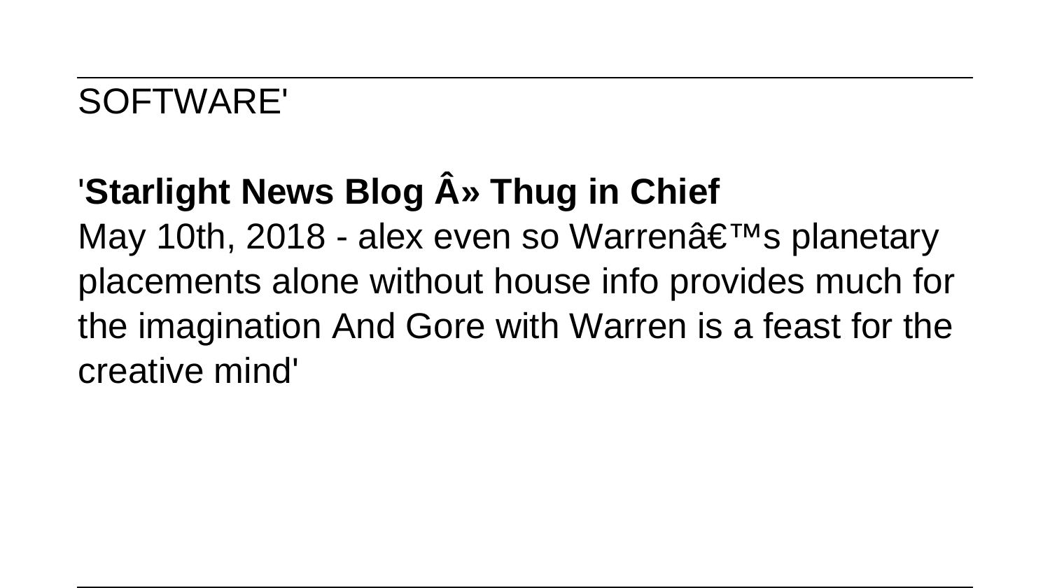SOFTWARE'

'**Starlight News Blog Â» Thug in Chief**
May 10th, 2018 - alex even so Warrenâ€™s planetary placements alone without house info provides much for the imagination And Gore with Warren is a feast for the creative mind'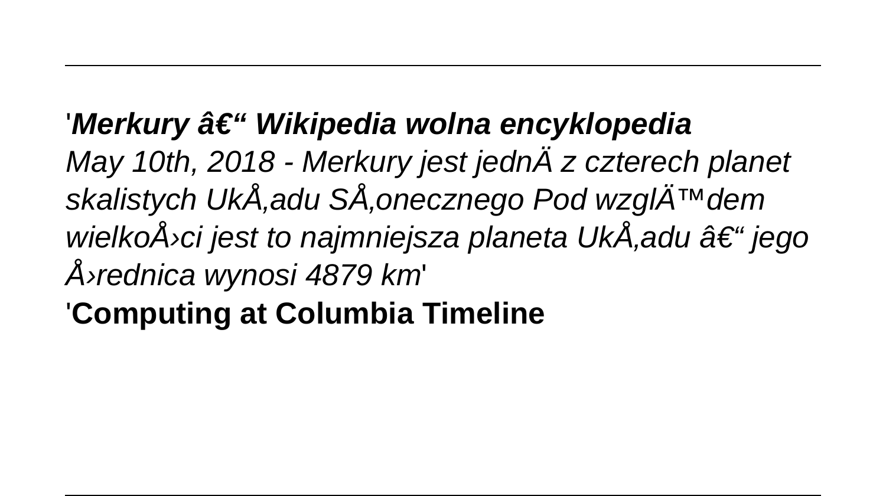'**_Merkury â€“ Wikipedia wolna encyklopedia_**
_May 10th, 2018 - Merkury jest jednÄ z czterech planet skalistych UkÅ‚adu SÅ‚onecznego Pod wzglÄ™dem wielkoÅ›ci jest to najmniejsza planeta UkÅ‚adu â€“ jego Å›rednica wynosi 4879 km_'
'**Computing at Columbia Timeline**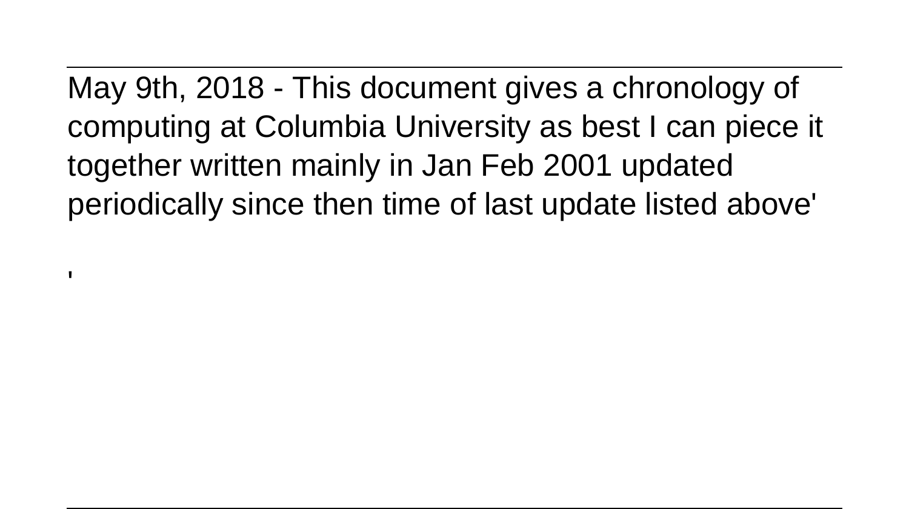May 9th, 2018 - This document gives a chronology of computing at Columbia University as best I can piece it together written mainly in Jan Feb 2001 updated periodically since then time of last update listed above'

'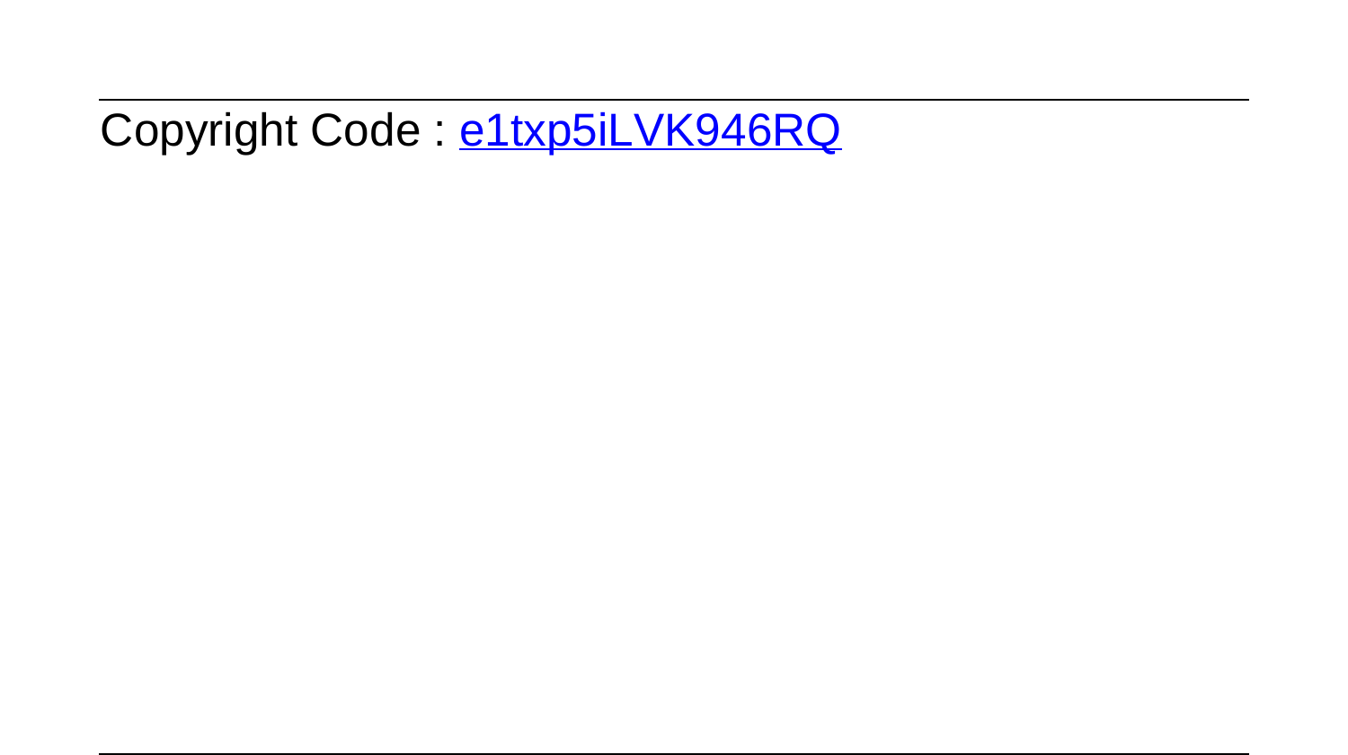Copyright Code : e1txp5iLVK946RQ